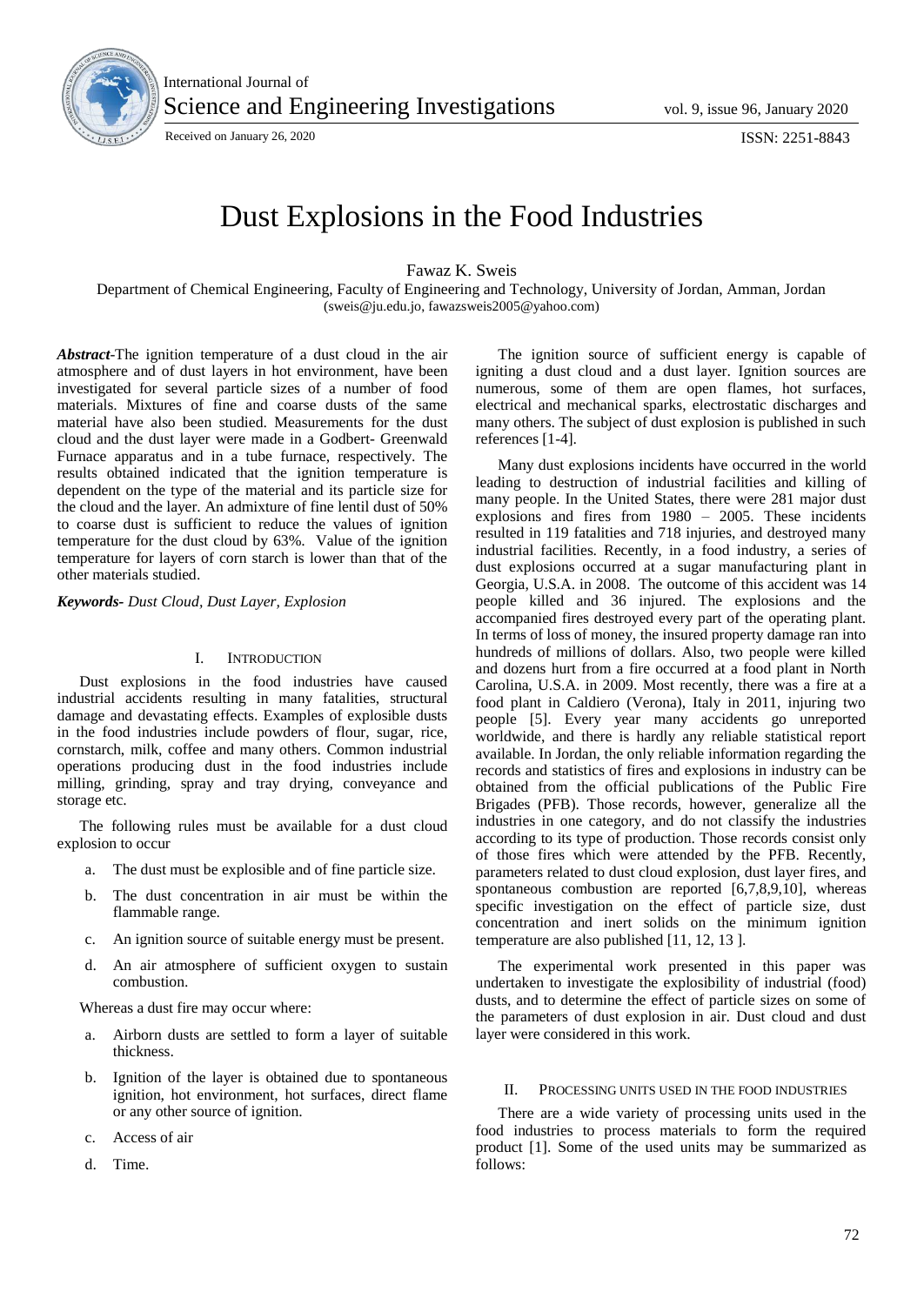# Dust Explosions in the Food Industries

Fawaz K. Sweis

Department of Chemical Engineering, Faculty of Engineering and Technology, University of Jordan, Amman, Jordan
(sweis@ju.edu.jo, fawazsweis2005@yahoo.com)

***Abstract***-The ignition temperature of a dust cloud in the air atmosphere and of dust layers in hot environment, have been investigated for several particle sizes of a number of food materials. Mixtures of fine and coarse dusts of the same material have also been studied. Measurements for the dust cloud and the dust layer were made in a Godbert- Greenwald Furnace apparatus and in a tube furnace, respectively. The results obtained indicated that the ignition temperature is dependent on the type of the material and its particle size for the cloud and the layer. An admixture of fine lentil dust of 50% to coarse dust is sufficient to reduce the values of ignition temperature for the dust cloud by 63%. Value of the ignition temperature for layers of corn starch is lower than that of the other materials studied.

***Keywords****- Dust Cloud, Dust Layer, Explosion*

## I. INTRODUCTION

Dust explosions in the food industries have caused industrial accidents resulting in many fatalities, structural damage and devastating effects. Examples of explosible dusts in the food industries include powders of flour, sugar, rice, cornstarch, milk, coffee and many others. Common industrial operations producing dust in the food industries include milling, grinding, spray and tray drying, conveyance and storage etc.

The following rules must be available for a dust cloud explosion to occur

a. The dust must be explosible and of fine particle size.

b. The dust concentration in air must be within the flammable range.

c. An ignition source of suitable energy must be present.

d. An air atmosphere of sufficient oxygen to sustain combustion.

Whereas a dust fire may occur where:

a. Airborn dusts are settled to form a layer of suitable thickness.

b. Ignition of the layer is obtained due to spontaneous ignition, hot environment, hot surfaces, direct flame or any other source of ignition.

c. Access of air

d. Time.

The ignition source of sufficient energy is capable of igniting a dust cloud and a dust layer. Ignition sources are numerous, some of them are open flames, hot surfaces, electrical and mechanical sparks, electrostatic discharges and many others. The subject of dust explosion is published in such references [1-4].

Many dust explosions incidents have occurred in the world leading to destruction of industrial facilities and killing of many people. In the United States, there were 281 major dust explosions and fires from 1980 – 2005. These incidents resulted in 119 fatalities and 718 injuries, and destroyed many industrial facilities. Recently, in a food industry, a series of dust explosions occurred at a sugar manufacturing plant in Georgia, U.S.A. in 2008. The outcome of this accident was 14 people killed and 36 injured. The explosions and the accompanied fires destroyed every part of the operating plant. In terms of loss of money, the insured property damage ran into hundreds of millions of dollars. Also, two people were killed and dozens hurt from a fire occurred at a food plant in North Carolina, U.S.A. in 2009. Most recently, there was a fire at a food plant in Caldiero (Verona), Italy in 2011, injuring two people [5]. Every year many accidents go unreported worldwide, and there is hardly any reliable statistical report available. In Jordan, the only reliable information regarding the records and statistics of fires and explosions in industry can be obtained from the official publications of the Public Fire Brigades (PFB). Those records, however, generalize all the industries in one category, and do not classify the industries according to its type of production. Those records consist only of those fires which were attended by the PFB. Recently, parameters related to dust cloud explosion, dust layer fires, and spontaneous combustion are reported [6,7,8,9,10], whereas specific investigation on the effect of particle size, dust concentration and inert solids on the minimum ignition temperature are also published [11, 12, 13 ].

The experimental work presented in this paper was undertaken to investigate the explosibility of industrial (food) dusts, and to determine the effect of particle sizes on some of the parameters of dust explosion in air. Dust cloud and dust layer were considered in this work.

## II. PROCESSING UNITS USED IN THE FOOD INDUSTRIES

There are a wide variety of processing units used in the food industries to process materials to form the required product [1]. Some of the used units may be summarized as follows: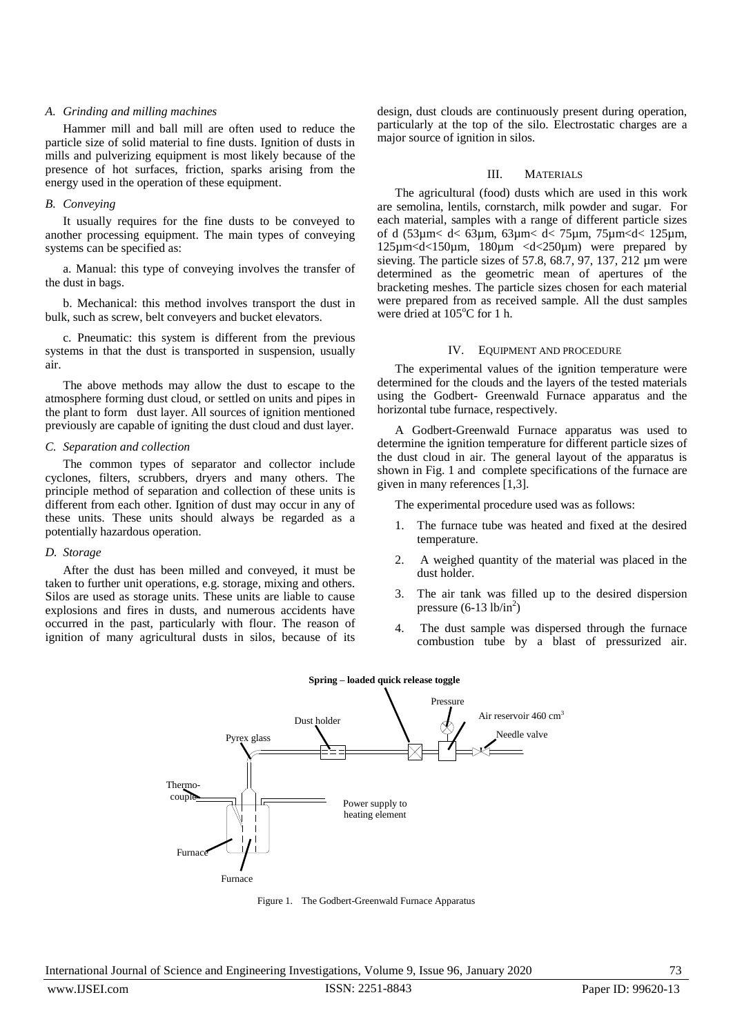### A. Grinding and milling machines

Hammer mill and ball mill are often used to reduce the particle size of solid material to fine dusts. Ignition of dusts in mills and pulverizing equipment is most likely because of the presence of hot surfaces, friction, sparks arising from the energy used in the operation of these equipment.

### B. Conveying

It usually requires for the fine dusts to be conveyed to another processing equipment. The main types of conveying systems can be specified as:

a. Manual: this type of conveying involves the transfer of the dust in bags.

b. Mechanical: this method involves transport the dust in bulk, such as screw, belt conveyers and bucket elevators.

c. Pneumatic: this system is different from the previous systems in that the dust is transported in suspension, usually air.

The above methods may allow the dust to escape to the atmosphere forming dust cloud, or settled on units and pipes in the plant to form dust layer. All sources of ignition mentioned previously are capable of igniting the dust cloud and dust layer.

### C. Separation and collection

The common types of separator and collector include cyclones, filters, scrubbers, dryers and many others. The principle method of separation and collection of these units is different from each other. Ignition of dust may occur in any of these units. These units should always be regarded as a potentially hazardous operation.

### D. Storage

After the dust has been milled and conveyed, it must be taken to further unit operations, e.g. storage, mixing and others. Silos are used as storage units. These units are liable to cause explosions and fires in dusts, and numerous accidents have occurred in the past, particularly with flour. The reason of ignition of many agricultural dusts in silos, because of its design, dust clouds are continuously present during operation, particularly at the top of the silo. Electrostatic charges are a major source of ignition in silos.

## III. Materials

The agricultural (food) dusts which are used in this work are semolina, lentils, cornstarch, milk powder and sugar. For each material, samples with a range of different particle sizes of d (53µm< d< 63µm, 63µm< d< 75µm, 75µm<d< 125µm, 125µm<d<150µm, 180µm <d<250µm) were prepared by sieving. The particle sizes of 57.8, 68.7, 97, 137, 212 µm were determined as the geometric mean of apertures of the bracketing meshes. The particle sizes chosen for each material were prepared from as received sample. All the dust samples were dried at 105°C for 1 h.

## IV. Equipment and Procedure

The experimental values of the ignition temperature were determined for the clouds and the layers of the tested materials using the Godbert- Greenwald Furnace apparatus and the horizontal tube furnace, respectively.

A Godbert-Greenwald Furnace apparatus was used to determine the ignition temperature for different particle sizes of the dust cloud in air. The general layout of the apparatus is shown in Fig. 1 and complete specifications of the furnace are given in many references [1,3].

The experimental procedure used was as follows:

1. The furnace tube was heated and fixed at the desired temperature.
2. A weighed quantity of the material was placed in the dust holder.
3. The air tank was filled up to the desired dispersion pressure (6-13 lb/in$^2$)
4. The dust sample was dispersed through the furnace combustion tube by a blast of pressurized air.

Figure 1. The Godbert-Greenwald Furnace Apparatus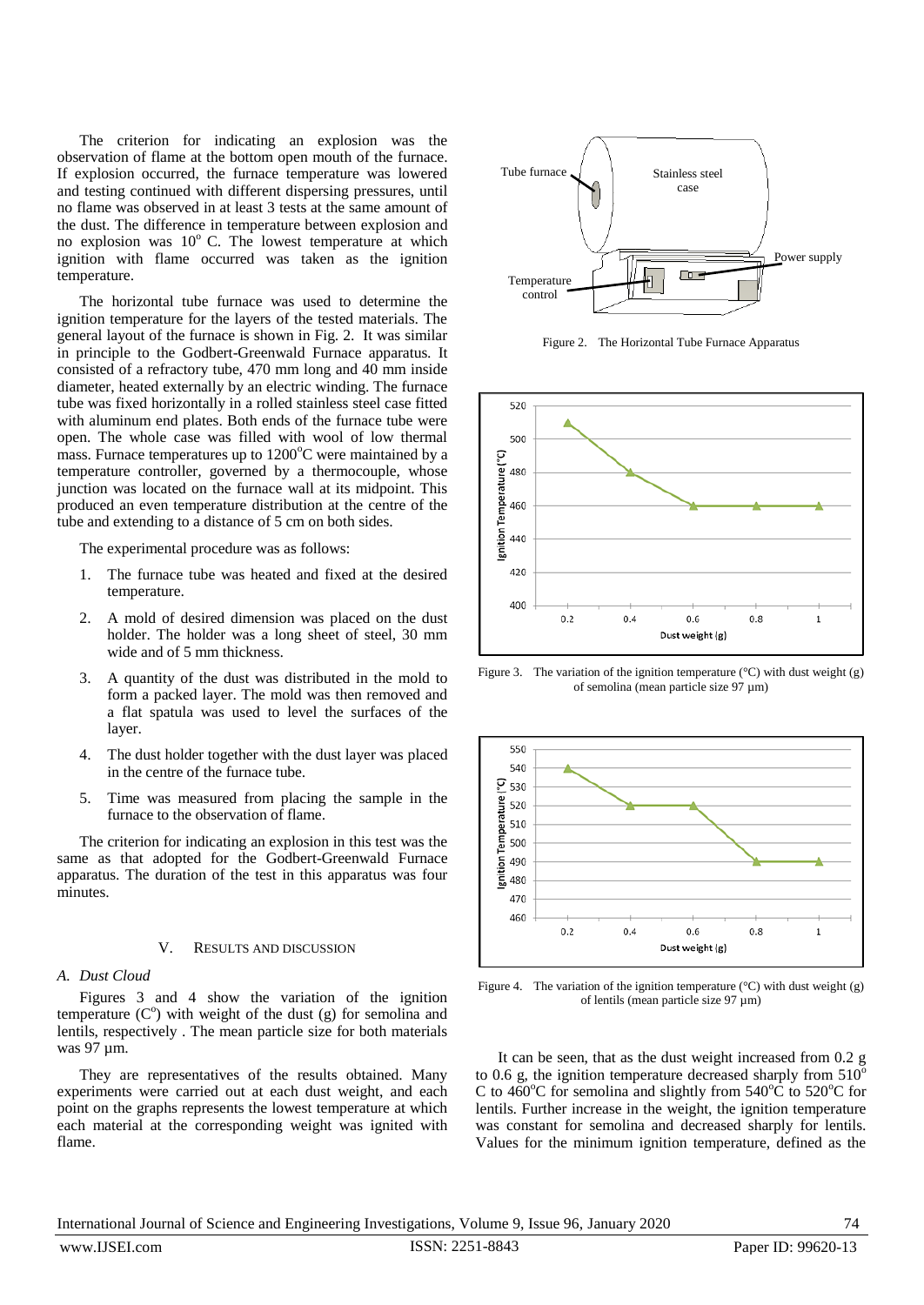The criterion for indicating an explosion was the observation of flame at the bottom open mouth of the furnace. If explosion occurred, the furnace temperature was lowered and testing continued with different dispersing pressures, until no flame was observed in at least 3 tests at the same amount of the dust. The difference in temperature between explosion and no explosion was $10^{o}$ C. The lowest temperature at which ignition with flame occurred was taken as the ignition temperature.

The horizontal tube furnace was used to determine the ignition temperature for the layers of the tested materials. The general layout of the furnace is shown in Fig. 2. It was similar in principle to the Godbert-Greenwald Furnace apparatus. It consisted of a refractory tube, 470 mm long and 40 mm inside diameter, heated externally by an electric winding. The furnace tube was fixed horizontally in a rolled stainless steel case fitted with aluminum end plates. Both ends of the furnace tube were open. The whole case was filled with wool of low thermal mass. Furnace temperatures up to $1200^{o}$C were maintained by a temperature controller, governed by a thermocouple, whose junction was located on the furnace wall at its midpoint. This produced an even temperature distribution at the centre of the tube and extending to a distance of 5 cm on both sides.

The experimental procedure was as follows:

1. The furnace tube was heated and fixed at the desired temperature.
2. A mold of desired dimension was placed on the dust holder. The holder was a long sheet of steel, 30 mm wide and of 5 mm thickness.
3. A quantity of the dust was distributed in the mold to form a packed layer. The mold was then removed and a flat spatula was used to level the surfaces of the layer.
4. The dust holder together with the dust layer was placed in the centre of the furnace tube.
5. Time was measured from placing the sample in the furnace to the observation of flame.

The criterion for indicating an explosion in this test was the same as that adopted for the Godbert-Greenwald Furnace apparatus. The duration of the test in this apparatus was four minutes.

Figure 2. The Horizontal Tube Furnace Apparatus

## V. Results and Discussion

### A. Dust Cloud

Figures 3 and 4 show the variation of the ignition temperature ($C^{o}$) with weight of the dust (g) for semolina and lentils, respectively . The mean particle size for both materials was 97 µm.

They are representatives of the results obtained. Many experiments were carried out at each dust weight, and each point on the graphs represents the lowest temperature at which each material at the corresponding weight was ignited with flame.

Figure 3. The variation of the ignition temperature (°C) with dust weight (g) of semolina (mean particle size 97 µm)

Figure 4. The variation of the ignition temperature (°C) with dust weight (g) of lentils (mean particle size 97 µm)

It can be seen, that as the dust weight increased from 0.2 g to 0.6 g, the ignition temperature decreased sharply from $510^{o}$ C to $460^{o}$C for semolina and slightly from $540^{o}$C to $520^{o}$C for lentils. Further increase in the weight, the ignition temperature was constant for semolina and decreased sharply for lentils. Values for the minimum ignition temperature, defined as the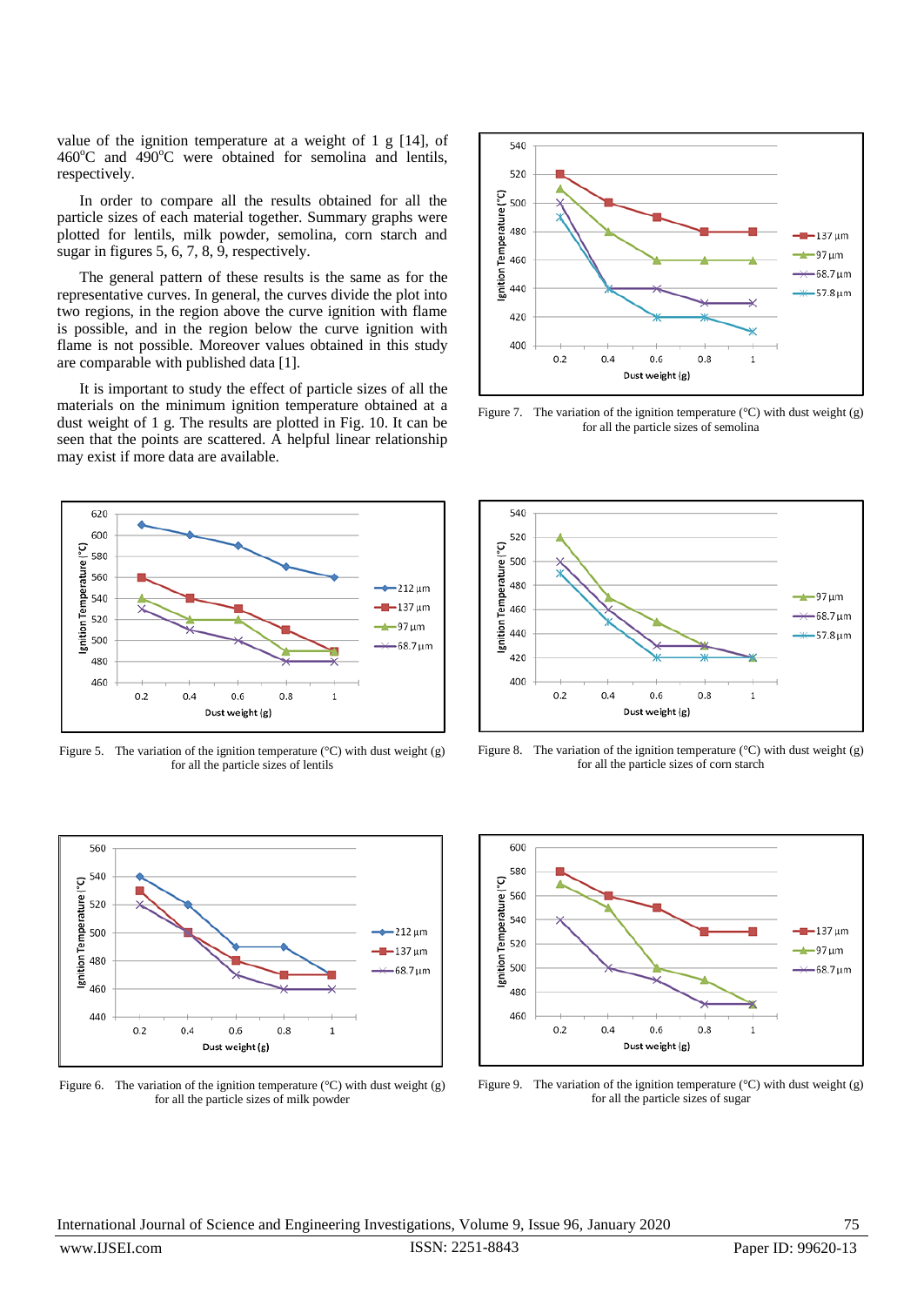value of the ignition temperature at a weight of 1 g [14], of 460°C and 490°C were obtained for semolina and lentils, respectively.

In order to compare all the results obtained for all the particle sizes of each material together. Summary graphs were plotted for lentils, milk powder, semolina, corn starch and sugar in figures 5, 6, 7, 8, 9, respectively.

The general pattern of these results is the same as for the representative curves. In general, the curves divide the plot into two regions, in the region above the curve ignition with flame is possible, and in the region below the curve ignition with flame is not possible. Moreover values obtained in this study are comparable with published data [1].

It is important to study the effect of particle sizes of all the materials on the minimum ignition temperature obtained at a dust weight of 1 g. The results are plotted in Fig. 10. It can be seen that the points are scattered. A helpful linear relationship may exist if more data are available.

Figure 5. The variation of the ignition temperature (°C) with dust weight (g) for all the particle sizes of lentils

Figure 6. The variation of the ignition temperature (°C) with dust weight (g) for all the particle sizes of milk powder

Figure 7. The variation of the ignition temperature (°C) with dust weight (g) for all the particle sizes of semolina

Figure 8. The variation of the ignition temperature (°C) with dust weight (g) for all the particle sizes of corn starch

Figure 9. The variation of the ignition temperature (°C) with dust weight (g) for all the particle sizes of sugar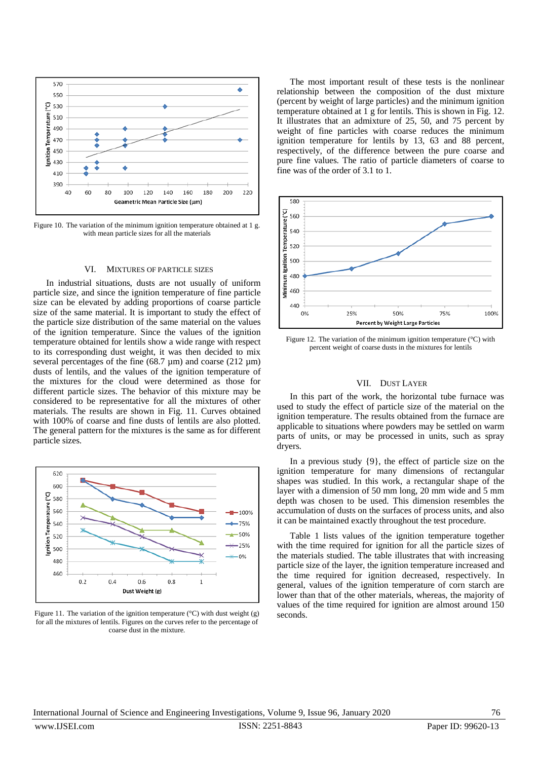Figure 10. The variation of the minimum ignition temperature obtained at 1 g. with mean particle sizes for all the materials

## VI. Mixtures of Particle Sizes

In industrial situations, dusts are not usually of uniform particle size, and since the ignition temperature of fine particle size can be elevated by adding proportions of coarse particle size of the same material. It is important to study the effect of the particle size distribution of the same material on the values of the ignition temperature. Since the values of the ignition temperature obtained for lentils show a wide range with respect to its corresponding dust weight, it was then decided to mix several percentages of the fine (68.7 µm) and coarse (212 µm) dusts of lentils, and the values of the ignition temperature of the mixtures for the cloud were determined as those for different particle sizes. The behavior of this mixture may be considered to be representative for all the mixtures of other materials. The results are shown in Fig. 11. Curves obtained with 100% of coarse and fine dusts of lentils are also plotted. The general pattern for the mixtures is the same as for different particle sizes.

Figure 11. The variation of the ignition temperature (°C) with dust weight (g) for all the mixtures of lentils. Figures on the curves refer to the percentage of coarse dust in the mixture.

The most important result of these tests is the nonlinear relationship between the composition of the dust mixture (percent by weight of large particles) and the minimum ignition temperature obtained at 1 g for lentils. This is shown in Fig. 12. It illustrates that an admixture of 25, 50, and 75 percent by weight of fine particles with coarse reduces the minimum ignition temperature for lentils by 13, 63 and 88 percent, respectively, of the difference between the pure coarse and pure fine values. The ratio of particle diameters of coarse to fine was of the order of 3.1 to 1.

Figure 12. The variation of the minimum ignition temperature (°C) with percent weight of coarse dusts in the mixtures for lentils

## VII. Dust Layer

In this part of the work, the horizontal tube furnace was used to study the effect of particle size of the material on the ignition temperature. The results obtained from the furnace are applicable to situations where powders may be settled on warm parts of units, or may be processed in units, such as spray dryers.

In a previous study {9}, the effect of particle size on the ignition temperature for many dimensions of rectangular shapes was studied. In this work, a rectangular shape of the layer with a dimension of 50 mm long, 20 mm wide and 5 mm depth was chosen to be used. This dimension resembles the accumulation of dusts on the surfaces of process units, and also it can be maintained exactly throughout the test procedure.

Table 1 lists values of the ignition temperature together with the time required for ignition for all the particle sizes of the materials studied. The table illustrates that with increasing particle size of the layer, the ignition temperature increased and the time required for ignition decreased, respectively. In general, values of the ignition temperature of corn starch are lower than that of the other materials, whereas, the majority of values of the time required for ignition are almost around 150 seconds.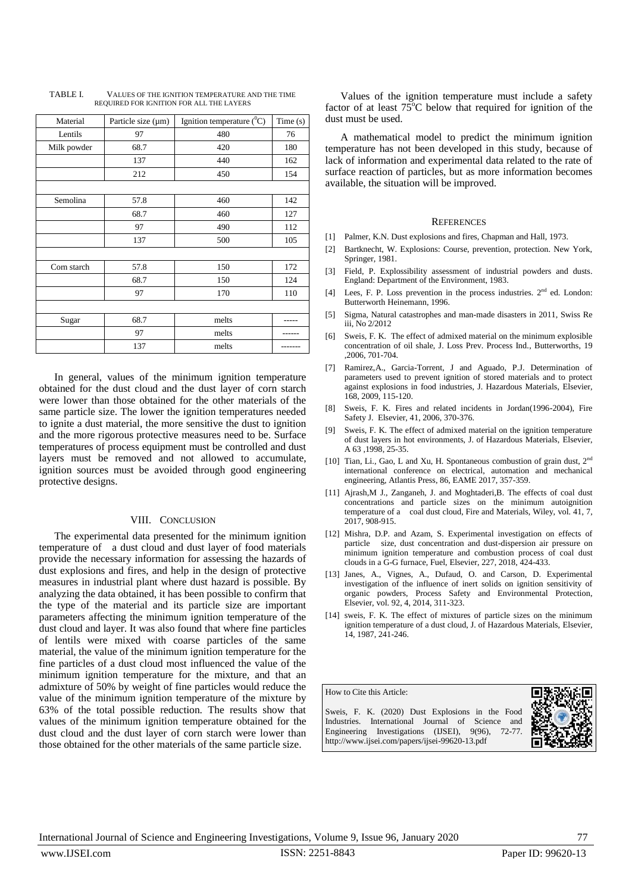TABLE I. VALUES OF THE IGNITION TEMPERATURE AND THE TIME REQUIRED FOR IGNITION FOR ALL THE LAYERS

| Material | Particle size (μm) | Ignition temperature ($^0$C) | Time (s) |
|---|---|---|---|
| Lentils | 97 | 480 | 76 |
| Milk powder | 68.7 | 420 | 180 |
| | 137 | 440 | 162 |
| | 212 | 450 | 154 |
| | | | |
| Semolina | 57.8 | 460 | 142 |
| | 68.7 | 460 | 127 |
| | 97 | 490 | 112 |
| | 137 | 500 | 105 |
| | | | |
| Corn starch | 57.8 | 150 | 172 |
| | 68.7 | 150 | 124 |
| | 97 | 170 | 110 |
| | | | |
| Sugar | 68.7 | melts | ----- |
| | 97 | melts | ------ |
| | 137 | melts | ------- |

In general, values of the minimum ignition temperature obtained for the dust cloud and the dust layer of corn starch were lower than those obtained for the other materials of the same particle size. The lower the ignition temperatures needed to ignite a dust material, the more sensitive the dust to ignition and the more rigorous protective measures need to be. Surface temperatures of process equipment must be controlled and dust layers must be removed and not allowed to accumulate, ignition sources must be avoided through good engineering protective designs.

## VIII. CONCLUSION

The experimental data presented for the minimum ignition temperature of a dust cloud and dust layer of food materials provide the necessary information for assessing the hazards of dust explosions and fires, and help in the design of protective measures in industrial plant where dust hazard is possible. By analyzing the data obtained, it has been possible to confirm that the type of the material and its particle size are important parameters affecting the minimum ignition temperature of the dust cloud and layer. It was also found that where fine particles of lentils were mixed with coarse particles of the same material, the value of the minimum ignition temperature for the fine particles of a dust cloud most influenced the value of the minimum ignition temperature for the mixture, and that an admixture of 50% by weight of fine particles would reduce the value of the minimum ignition temperature of the mixture by 63% of the total possible reduction. The results show that values of the minimum ignition temperature obtained for the dust cloud and the dust layer of corn starch were lower than those obtained for the other materials of the same particle size.

Values of the ignition temperature must include a safety factor of at least 75$^o$C below that required for ignition of the dust must be used.

A mathematical model to predict the minimum ignition temperature has not been developed in this study, because of lack of information and experimental data related to the rate of surface reaction of particles, but as more information becomes available, the situation will be improved.

## REFERENCES

[1] Palmer, K.N. Dust explosions and fires, Chapman and Hall, 1973.

[2] Bartknecht, W. Explosions: Course, prevention, protection. New York, Springer, 1981.

[3] Field, P. Explossibility assessment of industrial powders and dusts. England: Department of the Environment, 1983.

[4] Lees, F. P. Loss prevention in the process industries. 2nd ed. London: Butterworth Heinemann, 1996.

[5] Sigma, Natural catastrophes and man-made disasters in 2011, Swiss Re iii, No 2/2012

[6] Sweis, F. K. The effect of admixed material on the minimum explosible concentration of oil shale, J. Loss Prev. Process Ind., Butterworths, 19 ,2006, 701-704.

[7] Ramirez,A., Garcia-Torrent, J and Aguado, P.J. Determination of parameters used to prevent ignition of stored materials and to protect against explosions in food industries, J. Hazardous Materials, Elsevier, 168, 2009, 115-120.

[8] Sweis, F. K. Fires and related incidents in Jordan(1996-2004), Fire Safety J. Elsevier, 41, 2006, 370-376.

[9] Sweis, F. K. The effect of admixed material on the ignition temperature of dust layers in hot environments, J. of Hazardous Materials, Elsevier, A 63 ,1998, 25-35.

[10] Tian, Li., Gao, L and Xu, H. Spontaneous combustion of grain dust, 2nd international conference on electrical, automation and mechanical engineering, Atlantis Press, 86, EAME 2017, 357-359.

[11] Ajrash,M J., Zanganeh, J. and Moghtaderi,B. The effects of coal dust concentrations and particle sizes on the minimum autoignition temperature of a coal dust cloud, Fire and Materials, Wiley, vol. 41, 7, 2017, 908-915.

[12] Mishra, D.P. and Azam, S. Experimental investigation on effects of particle size, dust concentration and dust-dispersion air pressure on minimum ignition temperature and combustion process of coal dust clouds in a G-G furnace, Fuel, Elsevier, 227, 2018, 424-433.

[13] Janes, A., Vignes, A., Dufaud, O. and Carson, D. Experimental investigation of the influence of inert solids on ignition sensitivity of organic powders, Process Safety and Environmental Protection, Elsevier, vol. 92, 4, 2014, 311-323.

[14] sweis, F. K. The effect of mixtures of particle sizes on the minimum ignition temperature of a dust cloud, J. of Hazardous Materials, Elsevier, 14, 1987, 241-246.

How to Cite this Article:

Sweis, F. K. (2020) Dust Explosions in the Food Industries. International Journal of Science and Engineering Investigations (IJSEI), 9(96), 72-77. http://www.ijsei.com/papers/ijsei-99620-13.pdf